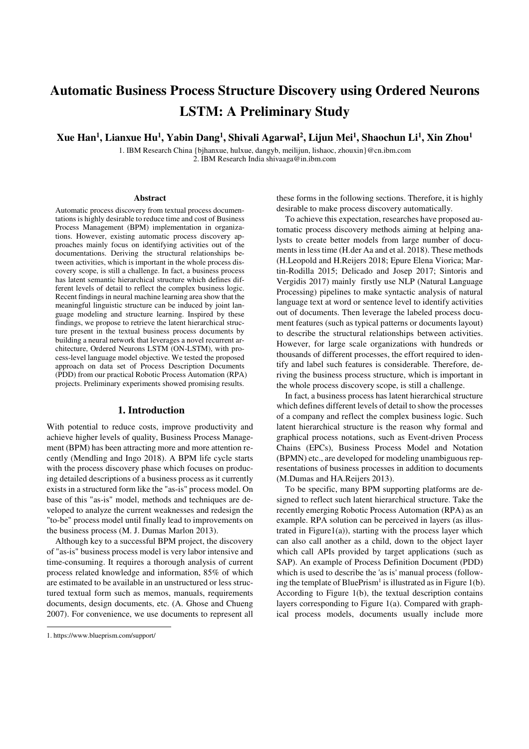# Automatic Business Process Structure Discovery using Ordered Neurons LSTM: A Preliminary Study

**Xue Han[1], Lianxue Hu[1], Yabin Dang[1], Shivali Agarwal[2], Lijun Mei[1], Shaochun Li[1], Xin Zhou[1]**

1. IBM Research China {bjhanxue, hulxue, dangyb, meilijun, lishaoc, zhouxin}@cn.ibm.com
2. IBM Research India shivaaga@in.ibm.com

### Abstract

Automatic process discovery from textual process documentations is highly desirable to reduce time and cost of Business Process Management (BPM) implementation in organizations. However, existing automatic process discovery approaches mainly focus on identifying activities out of the documentations. Deriving the structural relationships between activities, which is important in the whole process discovery scope, is still a challenge. In fact, a business process has latent semantic hierarchical structure which defines different levels of detail to reflect the complex business logic. Recent findings in neural machine learning area show that the meaningful linguistic structure can be induced by joint language modeling and structure learning. Inspired by these findings, we propose to retrieve the latent hierarchical structure present in the textual business process documents by building a neural network that leverages a novel recurrent architecture, Ordered Neurons LSTM (ON-LSTM), with process-level language model objective. We tested the proposed approach on data set of Process Description Documents (PDD) from our practical Robotic Process Automation (RPA) projects. Preliminary experiments showed promising results.

## 1. Introduction

With potential to reduce costs, improve productivity and achieve higher levels of quality, Business Process Management (BPM) has been attracting more and more attention recently (Mendling and Ingo 2018). A BPM life cycle starts with the process discovery phase which focuses on producing detailed descriptions of a business process as it currently exists in a structured form like the "as-is" process model. On base of this "as-is" model, methods and techniques are developed to analyze the current weaknesses and redesign the "to-be" process model until finally lead to improvements on the business process (M. J. Dumas Marlon 2013).

Although key to a successful BPM project, the discovery of "as-is" business process model is very labor intensive and time-consuming. It requires a thorough analysis of current process related knowledge and information, 85% of which are estimated to be available in an unstructured or less structured textual form such as memos, manuals, requirements documents, design documents, etc. (A. Ghose and Chueng 2007). For convenience, we use documents to represent all these forms in the following sections. Therefore, it is highly desirable to make process discovery automatically.

To achieve this expectation, researches have proposed automatic process discovery methods aiming at helping analysts to create better models from large number of documents in less time (H.der Aa and et al. 2018). These methods (H.Leopold and H.Reijers 2018; Epure Elena Viorica; Martin-Rodilla 2015; Delicado and Josep 2017; Sintoris and Vergidis 2017) mainly firstly use NLP (Natural Language Processing) pipelines to make syntactic analysis of natural language text at word or sentence level to identify activities out of documents. Then leverage the labeled process document features (such as typical patterns or documents layout) to describe the structural relationships between activities. However, for large scale organizations with hundreds or thousands of different processes, the effort required to identify and label such features is considerable. Therefore, deriving the business process structure, which is important in the whole process discovery scope, is still a challenge.

In fact, a business process has latent hierarchical structure which defines different levels of detail to show the processes of a company and reflect the complex business logic. Such latent hierarchical structure is the reason why formal and graphical process notations, such as Event-driven Process Chains (EPCs), Business Process Model and Notation (BPMN) etc., are developed for modeling unambiguous representations of business processes in addition to documents (M.Dumas and HA.Reijers 2013).

To be specific, many BPM supporting platforms are designed to reflect such latent hierarchical structure. Take the recently emerging Robotic Process Automation (RPA) as an example. RPA solution can be perceived in layers (as illustrated in Figure1(a)), starting with the process layer which can also call another as a child, down to the object layer which call APIs provided by target applications (such as SAP). An example of Process Definition Document (PDD) which is used to describe the 'as is' manual process (following the template of BluePrism[1] is illustrated as in Figure 1(b). According to Figure 1(b), the textual description contains layers corresponding to Figure 1(a). Compared with graphical process models, documents usually include more

1. https://www.blueprism.com/support/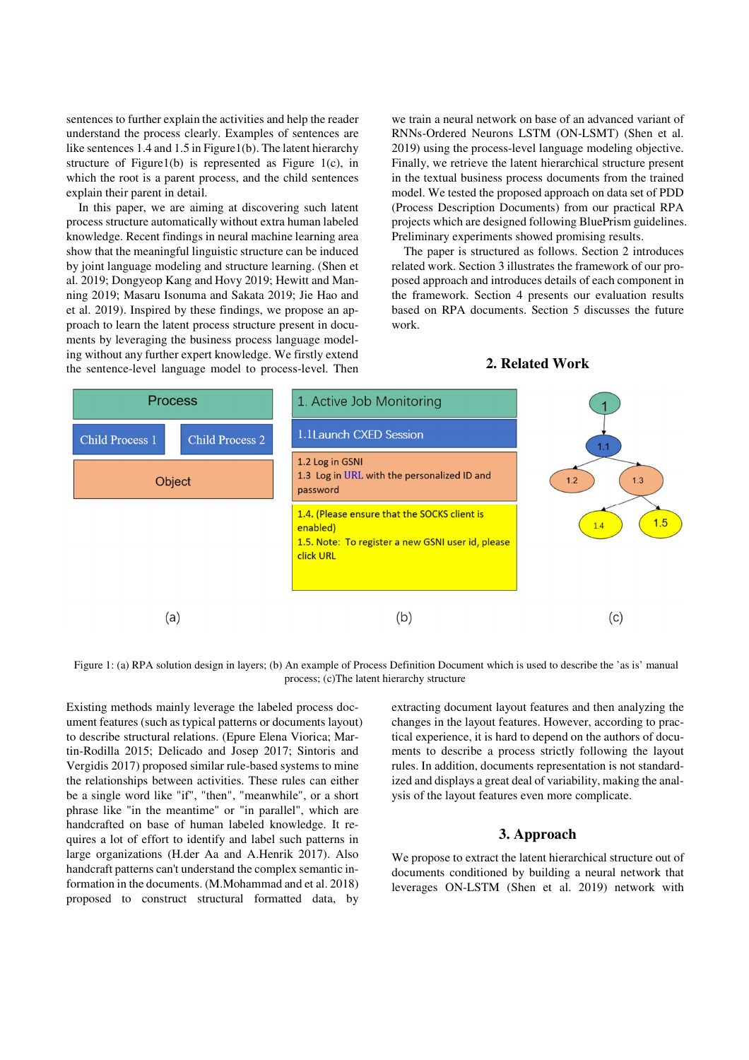sentences to further explain the activities and help the reader understand the process clearly. Examples of sentences are like sentences 1.4 and 1.5 in Figure1(b). The latent hierarchy structure of Figure1(b) is represented as Figure 1(c), in which the root is a parent process, and the child sentences explain their parent in detail.

In this paper, we are aiming at discovering such latent process structure automatically without extra human labeled knowledge. Recent findings in neural machine learning area show that the meaningful linguistic structure can be induced by joint language modeling and structure learning. (Shen et al. 2019; Dongyeop Kang and Hovy 2019; Hewitt and Manning 2019; Masaru Isonuma and Sakata 2019; Jie Hao and et al. 2019). Inspired by these findings, we propose an approach to learn the latent process structure present in documents by leveraging the business process language modeling without any further expert knowledge. We firstly extend the sentence-level language model to process-level. Then we train a neural network on base of an advanced variant of RNNs-Ordered Neurons LSTM (ON-LSMT) (Shen et al. 2019) using the process-level language modeling objective. Finally, we retrieve the latent hierarchical structure present in the textual business process documents from the trained model. We tested the proposed approach on data set of PDD (Process Description Documents) from our practical RPA projects which are designed following BluePrism guidelines. Preliminary experiments showed promising results.

The paper is structured as follows. Section 2 introduces related work. Section 3 illustrates the framework of our proposed approach and introduces details of each component in the framework. Section 4 presents our evaluation results based on RPA documents. Section 5 discusses the future work.

## 2. Related Work

Figure 1: (a) RPA solution design in layers; (b) An example of Process Definition Document which is used to describe the 'as is' manual process; (c)The latent hierarchy structure

Existing methods mainly leverage the labeled process document features (such as typical patterns or documents layout) to describe structural relations. (Epure Elena Viorica; Martin-Rodilla 2015; Delicado and Josep 2017; Sintoris and Vergidis 2017) proposed similar rule-based systems to mine the relationships between activities. These rules can either be a single word like "if", "then", "meanwhile", or a short phrase like "in the meantime" or "in parallel", which are handcrafted on base of human labeled knowledge. It requires a lot of effort to identify and label such patterns in large organizations (H.der Aa and A.Henrik 2017). Also handcraft patterns can't understand the complex semantic information in the documents. (M.Mohammad and et al. 2018) proposed to construct structural formatted data, by extracting document layout features and then analyzing the changes in the layout features. However, according to practical experience, it is hard to depend on the authors of documents to describe a process strictly following the layout rules. In addition, documents representation is not standardized and displays a great deal of variability, making the analysis of the layout features even more complicate.

## 3. Approach

We propose to extract the latent hierarchical structure out of documents conditioned by building a neural network that leverages ON-LSTM (Shen et al. 2019) network with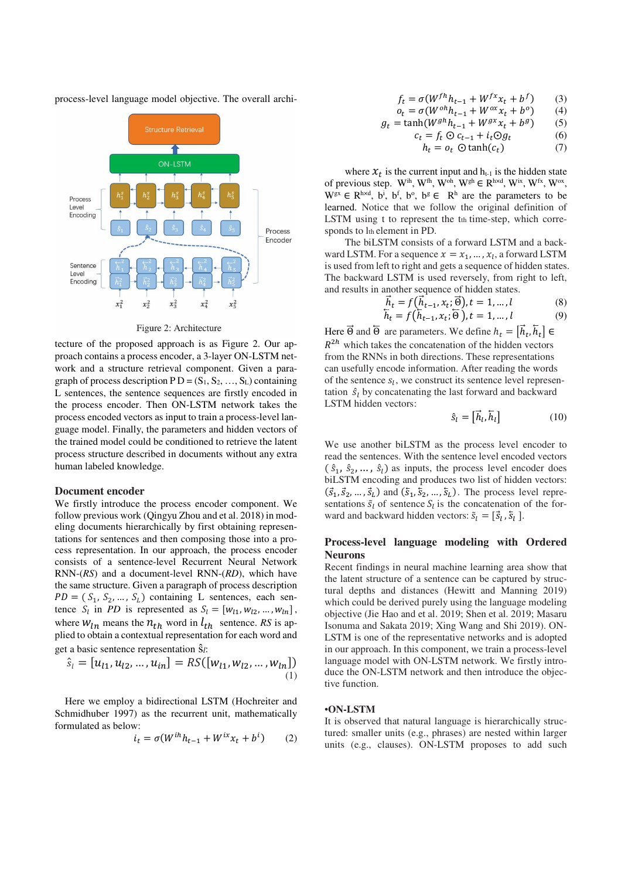process-level language model objective. The overall archi-

Figure 2: Architecture

tecture of the proposed approach is as Figure 2. Our approach contains a process encoder, a 3-layer ON-LSTM network and a structure retrieval component. Given a paragraph of process description P D = ($S_1$, $S_2$, …, $S_L$) containing L sentences, the sentence sequences are firstly encoded in the process encoder. Then ON-LSTM network takes the process encoded vectors as input to train a process-level language model. Finally, the parameters and hidden vectors of the trained model could be conditioned to retrieve the latent process structure described in documents without any extra human labeled knowledge.

### Document encoder

We firstly introduce the process encoder component. We follow previous work (Qingyu Zhou and et al. 2018) in modeling documents hierarchically by first obtaining representations for sentences and then composing those into a process representation. In our approach, the process encoder consists of a sentence-level Recurrent Neural Network-(*RS*) and a document-level RNN-(*RD*), which have the same structure. Given a paragraph of process description $PD = (S_1, S_2, \ldots, S_L)$ containing L sentences, each sentence $S_l$ in $PD$ is represented as $S_l = [w_{l1}, w_{l2}, \ldots, w_{ln}]$, where $w_{ln}$ means the $n_{th}$ word in $l_{th}$ sentence. *RS* is applied to obtain a contextual representation for each word and get a basic sentence representation $\hat{s}_l$:

$$\hat{s}_l = [u_{l1}, u_{l2}, \ldots, u_{ln}] = RS([w_{l1}, w_{l2}, \ldots, w_{ln}]) \quad (1)$$

Here we employ a bidirectional LSTM (Hochreiter and Schmidhuber 1997) as the recurrent unit, mathematically formulated as below:

$$i_t = \sigma(W^{ih}h_{t-1} + W^{ix}x_t + b^i) \quad (2)$$

$$f_t = \sigma(W^{fh}h_{t-1} + W^{fx}x_t + b^f) \quad (3)$$

$$o_t = \sigma(W^{oh}h_{t-1} + W^{ox}x_t + b^o) \quad (4)$$

$$g_t = \tanh(W^{gh}h_{t-1} + W^{gx}x_t + b^g) \quad (5)$$

$$c_t = f_t \odot c_{t-1} + i_t \odot g_t \quad (6)$$

$$h_t = o_t \odot \tanh(c_t) \quad (7)$$

where $x_t$ is the current input and $h_{t-1}$ is the hidden state of previous step. $W^{ih}$, $W^{fh}$, $W^{oh}$, $W^{gh} \in R^{h \times d}$, $W^{ix}$, $W^{fx}$, $W^{ox}$, $W^{gx} \in R^{h \times d}$, $b^i$, $b^f$, $b^o$, $b^g \in R^h$ are the parameters to be learned. Notice that we follow the original definition of LSTM using t to represent the $t_{th}$ time-step, which corresponds to $l_{th}$ element in PD.

The biLSTM consists of a forward LSTM and a backward LSTM. For a sequence $x = x_1, \ldots, x_l$, a forward LSTM is used from left to right and gets a sequence of hidden states. The backward LSTM is used reversely, from right to left, and results in another sequence of hidden states.

$$\vec{h}_t = f(\vec{h}_{t-1}, x_t; \vec{\Theta}), t = 1, \ldots, l \quad (8)$$

$$\overleftarrow{h}_t = f(\overleftarrow{h}_{t-1}, x_t; \overleftarrow{\Theta}), t = 1, \ldots, l \quad (9)$$

Here $\vec{\Theta}$ and $\overleftarrow{\Theta}$ are parameters. We define $h_t = [\vec{h}_t, \overleftarrow{h}_t] \in R^{2h}$ which takes the concatenation of the hidden vectors from the RNNs in both directions. These representations can usefully encode information. After reading the words of the sentence $s_l$, we construct its sentence level representation $\hat{s}_l$ by concatenating the last forward and backward LSTM hidden vectors:

$$\hat{s}_l = [\vec{h}_l, \overleftarrow{h}_l] \quad (10)$$

We use another biLSTM as the process level encoder to read the sentences. With the sentence level encoded vectors ($\hat{s}_1, \hat{s}_2, \ldots, \hat{s}_l$) as inputs, the process level encoder does biLSTM encoding and produces two list of hidden vectors: $(\vec{s}_1, \vec{s}_2, \ldots, \vec{s}_L)$ and $(\overleftarrow{s}_1, \overleftarrow{s}_2, \ldots, \overleftarrow{s}_L)$. The process level representations $\tilde{s}_l$ of sentence $S_l$ is the concatenation of the forward and backward hidden vectors: $\tilde{s}_l = [\vec{s}_l, \overleftarrow{s}_l]$.

### Process-level language modeling with Ordered Neurons

Recent findings in neural machine learning area show that the latent structure of a sentence can be captured by structural depths and distances (Hewitt and Manning 2019) which could be derived purely using the language modeling objective (Jie Hao and et al. 2019; Shen et al. 2019; Masaru Isonuma and Sakata 2019; Xing Wang and Shi 2019). ON-LSTM is one of the representative networks and is adopted in our approach. In this component, we train a process-level language model with ON-LSTM network. We firstly introduce the ON-LSTM network and then introduce the objective function.

**•ON-LSTM**

It is observed that natural language is hierarchically structured: smaller units (e.g., phrases) are nested within larger units (e.g., clauses). ON-LSTM proposes to add such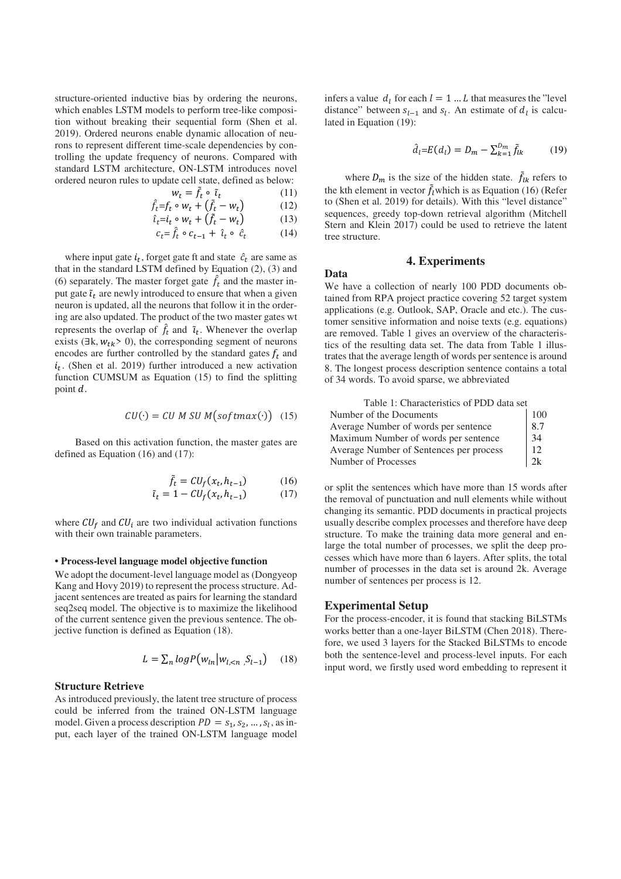structure-oriented inductive bias by ordering the neurons, which enables LSTM models to perform tree-like composition without breaking their sequential form (Shen et al. 2019). Ordered neurons enable dynamic allocation of neurons to represent different time-scale dependencies by controlling the update frequency of neurons. Compared with standard LSTM architecture, ON-LSTM introduces novel ordered neuron rules to update cell state, defined as below:

$$w_t = \tilde{f}_t \circ \tilde{\imath}_t \quad (11)$$

$$\hat{f}_t = f_t \circ w_t + (\tilde{f}_t - w_t) \quad (12)$$

$$\hat{\imath}_t = i_t \circ w_t + (\tilde{f}_t - w_t) \quad (13)$$

$$c_t = \hat{f}_t \circ c_{t-1} + \hat{\imath}_t \circ \hat{c}_t \quad (14)$$

where input gate $i_t$, forget gate ft and state $\hat{c}_t$ are same as that in the standard LSTM defined by Equation (2), (3) and (6) separately. The master forget gate $\hat{f}_t$ and the master input gate $\tilde{\imath}_t$ are newly introduced to ensure that when a given neuron is updated, all the neurons that follow it in the ordering are also updated. The product of the two master gates wt represents the overlap of $\hat{f}_t$ and $\tilde{\imath}_t$. Whenever the overlap exists ($\exists$k, $w_{tk} > 0$), the corresponding segment of neurons encodes are further controlled by the standard gates $f_t$ and $i_t$. (Shen et al. 2019) further introduced a new activation function CUMSUM as Equation (15) to find the splitting point $d$.

$$CU(\cdot) = CUMSUM(softmax(\cdot)) \quad (15)$$

Based on this activation function, the master gates are defined as Equation (16) and (17):

$$\tilde{f}_t = CU_f(x_t, h_{t-1}) \quad (16)$$

$$\tilde{\imath}_t = 1 - CU_f(x_t, h_{t-1}) \quad (17)$$

where $CU_f$ and $CU_i$ are two individual activation functions with their own trainable parameters.

**• Process-level language model objective function**

We adopt the document-level language model as (Dongyeop Kang and Hovy 2019) to represent the process structure. Adjacent sentences are treated as pairs for learning the standard seq2seq model. The objective is to maximize the likelihood of the current sentence given the previous sentence. The objective function is defined as Equation (18).

$$L = \sum_n logP(w_{ln} | w_{l,<n}, S_{l-1}) \quad (18)$$

### Structure Retrieve

As introduced previously, the latent tree structure of process could be inferred from the trained ON-LSTM language model. Given a process description $PD = s_1, s_2, \ldots, s_l$, as input, each layer of the trained ON-LSTM language model infers a value $d_l$ for each $l = 1 \ldots L$ that measures the "level distance" between $s_{l-1}$ and $s_l$. An estimate of $d_l$ is calculated in Equation (19):

$$\hat{d}_l = E(d_l) = D_m - \sum_{k=1}^{D_m} \tilde{f}_{lk} \quad (19)$$

where $D_m$ is the size of the hidden state. $\tilde{f}_{lk}$ refers to the kth element in vector $\tilde{f}_l$ which is as Equation (16) (Refer to (Shen et al. 2019) for details). With this "level distance" sequences, greedy top-down retrieval algorithm (Mitchell Stern and Klein 2017) could be used to retrieve the latent tree structure.

## 4. Experiments

### Data

We have a collection of nearly 100 PDD documents obtained from RPA project practice covering 52 target system applications (e.g. Outlook, SAP, Oracle and etc.). The customer sensitive information and noise texts (e.g. equations) are removed. Table 1 gives an overview of the characteristics of the resulting data set. The data from Table 1 illustrates that the average length of words per sentence is around 8. The longest process description sentence contains a total of 34 words. To avoid sparse, we abbreviated or split the sentences which have more than 15 words after the removal of punctuation and null elements while without changing its semantic. PDD documents in practical projects usually describe complex processes and therefore have deep structure. To make the training data more general and enlarge the total number of processes, we split the deep processes which have more than 6 layers. After splits, the total number of processes in the data set is around 2k. Average number of sentences per process is 12.

Table 1: Characteristics of PDD data set

| | |
|---|---|
| Number of the Documents | 100 |
| Average Number of words per sentence | 8.7 |
| Maximum Number of words per sentence | 34 |
| Average Number of Sentences per process | 12 |
| Number of Processes | 2k |

### Experimental Setup

For the process-encoder, it is found that stacking BiLSTMs works better than a one-layer BiLSTM (Chen 2018). Therefore, we used 3 layers for the Stacked BiLSTMs to encode both the sentence-level and process-level inputs. For each input word, we firstly used word embedding to represent it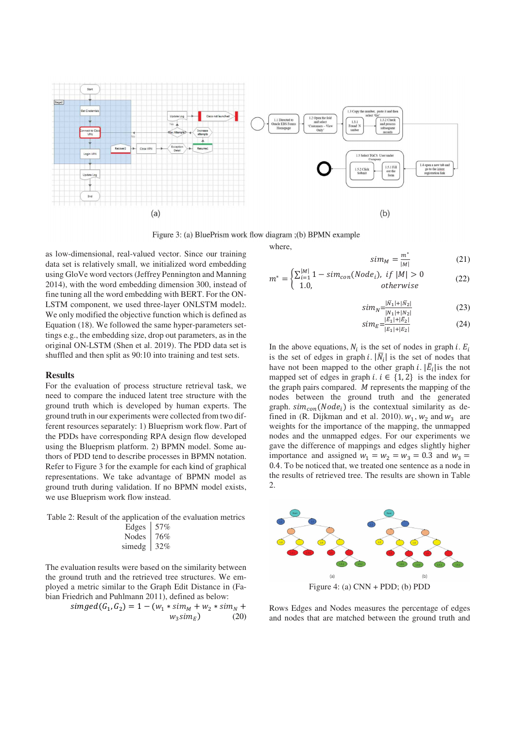Figure 3: (a) BluePrism work flow diagram ;(b) BPMN example

as low-dimensional, real-valued vector. Since our training data set is relatively small, we initialized word embedding using GloVe word vectors (Jeffrey Pennington and Manning 2014), with the word embedding dimension 300, instead of fine tuning all the word embedding with BERT. For the ON-LSTM component, we used three-layer ONLSTM model2. We only modified the objective function which is defined as Equation (18). We followed the same hyper-parameters settings e.g., the embedding size, drop out parameters, as in the original ON-LSTM (Shen et al. 2019). The PDD data set is shuffled and then split as 90:10 into training and test sets.

## Results

For the evaluation of process structure retrieval task, we need to compare the induced latent tree structure with the ground truth which is developed by human experts. The ground truth in our experiments were collected from two different resources separately: 1) Blueprism work flow. Part of the PDDs have corresponding RPA design flow developed using the Blueprism platform. 2) BPMN model. Some authors of PDD tend to describe processes in BPMN notation. Refer to Figure 3 for the example for each kind of graphical representations. We take advantage of BPMN model as ground truth during validation. If no BPMN model exists, we use Blueprism work flow instead.

Table 2: Result of the application of the evaluation metrics

| | |
|---|---|
| Edges | 57% |
| Nodes | 76% |
| simedg | 32% |

The evaluation results were based on the similarity between the ground truth and the retrieved tree structures. We employed a metric similar to the Graph Edit Distance in (Fabian Friedrich and Puhlmann 2011), defined as below:

$$simged(G_1, G_2) = 1 - (w_1 * sim_M + w_2 * sim_N + w_3 sim_E) \quad (20)$$

where,

$$sim_M = \frac{m^*}{|M|} \quad (21)$$

$$m^* = \begin{cases} \sum_{i=1}^{|M|} 1 - sim_{con}(Node_i), & if\ |M| > 0 \\ 1.0, & otherwise \end{cases} \quad (22)$$

$$sim_N = \frac{|\bar{N}_1| + |\bar{N}_2|}{|N_1| + |N_2|} \quad (23)$$

$$sim_E = \frac{|\bar{E}_1| + |\bar{E}_2|}{|E_1| + |E_2|} \quad (24)$$

In the above equations, $N_i$ is the set of nodes in graph $i$. $E_i$ is the set of edges in graph $i$. $|\bar{N}_i|$ is the set of nodes that have not been mapped to the other graph $i$. $|\bar{E}_i|$is the not mapped set of edges in graph $i$. $i \in \{1, 2\}$ is the index for the graph pairs compared. $M$ represents the mapping of the nodes between the ground truth and the generated graph. $sim_{con}(Node_i)$ is the contextual similarity as defined in (R. Dijkman and et al. 2010). $w_1$, $w_2$ and $w_3$ are weights for the importance of the mapping, the unmapped nodes and the unmapped edges. For our experiments we gave the difference of mappings and edges slightly higher importance and assigned $w_1 = w_2 = w_3 = 0.3$ and $w_3 = 0.4$. To be noticed that, we treated one sentence as a node in the results of retrieved tree. The results are shown in Table 2.

Figure 4: (a) CNN + PDD; (b) PDD

Rows Edges and Nodes measures the percentage of edges and nodes that are matched between the ground truth and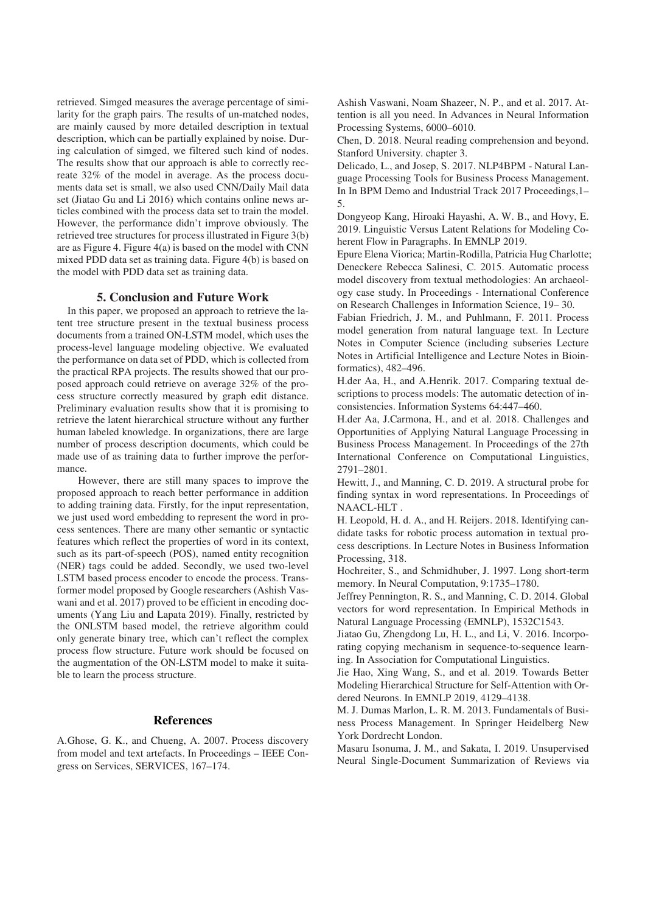retrieved. Simged measures the average percentage of similarity for the graph pairs. The results of un-matched nodes, are mainly caused by more detailed description in textual description, which can be partially explained by noise. During calculation of simged, we filtered such kind of nodes. The results show that our approach is able to correctly recreate 32% of the model in average. As the process documents data set is small, we also used CNN/Daily Mail data set (Jiatao Gu and Li 2016) which contains online news articles combined with the process data set to train the model. However, the performance didn't improve obviously. The retrieved tree structures for process illustrated in Figure 3(b) are as Figure 4. Figure 4(a) is based on the model with CNN mixed PDD data set as training data. Figure 4(b) is based on the model with PDD data set as training data.

## 5. Conclusion and Future Work

In this paper, we proposed an approach to retrieve the latent tree structure present in the textual business process documents from a trained ON-LSTM model, which uses the process-level language modeling objective. We evaluated the performance on data set of PDD, which is collected from the practical RPA projects. The results showed that our proposed approach could retrieve on average 32% of the process structure correctly measured by graph edit distance. Preliminary evaluation results show that it is promising to retrieve the latent hierarchical structure without any further human labeled knowledge. In organizations, there are large number of process description documents, which could be made use of as training data to further improve the performance.

However, there are still many spaces to improve the proposed approach to reach better performance in addition to adding training data. Firstly, for the input representation, we just used word embedding to represent the word in process sentences. There are many other semantic or syntactic features which reflect the properties of word in its context, such as its part-of-speech (POS), named entity recognition (NER) tags could be added. Secondly, we used two-level LSTM based process encoder to encode the process. Transformer model proposed by Google researchers (Ashish Vaswani and et al. 2017) proved to be efficient in encoding documents (Yang Liu and Lapata 2019). Finally, restricted by the ONLSTM based model, the retrieve algorithm could only generate binary tree, which can't reflect the complex process flow structure. Future work should be focused on the augmentation of the ON-LSTM model to make it suitable to learn the process structure.

## References

A.Ghose, G. K., and Chueng, A. 2007. Process discovery from model and text artefacts. In Proceedings – IEEE Congress on Services, SERVICES, 167–174.

Ashish Vaswani, Noam Shazeer, N. P., and et al. 2017. Attention is all you need. In Advances in Neural Information Processing Systems, 6000–6010.

Chen, D. 2018. Neural reading comprehension and beyond. Stanford University. chapter 3.

Delicado, L., and Josep, S. 2017. NLP4BPM - Natural Language Processing Tools for Business Process Management. In In BPM Demo and Industrial Track 2017 Proceedings,1–5.

Dongyeop Kang, Hiroaki Hayashi, A. W. B., and Hovy, E. 2019. Linguistic Versus Latent Relations for Modeling Coherent Flow in Paragraphs. In EMNLP 2019.

Epure Elena Viorica; Martin-Rodilla, Patricia Hug Charlotte; Deneckere Rebecca Salinesi, C. 2015. Automatic process model discovery from textual methodologies: An archaeology case study. In Proceedings - International Conference on Research Challenges in Information Science, 19– 30.

Fabian Friedrich, J. M., and Puhlmann, F. 2011. Process model generation from natural language text. In Lecture Notes in Computer Science (including subseries Lecture Notes in Artificial Intelligence and Lecture Notes in Bioinformatics), 482–496.

H.der Aa, H., and A.Henrik. 2017. Comparing textual descriptions to process models: The automatic detection of inconsistencies. Information Systems 64:447–460.

H.der Aa, J.Carmona, H., and et al. 2018. Challenges and Opportunities of Applying Natural Language Processing in Business Process Management. In Proceedings of the 27th International Conference on Computational Linguistics, 2791–2801.

Hewitt, J., and Manning, C. D. 2019. A structural probe for finding syntax in word representations. In Proceedings of NAACL-HLT .

H. Leopold, H. d. A., and H. Reijers. 2018. Identifying candidate tasks for robotic process automation in textual process descriptions. In Lecture Notes in Business Information Processing, 318.

Hochreiter, S., and Schmidhuber, J. 1997. Long short-term memory. In Neural Computation, 9:1735–1780.

Jeffrey Pennington, R. S., and Manning, C. D. 2014. Global vectors for word representation. In Empirical Methods in Natural Language Processing (EMNLP), 1532C1543.

Jiatao Gu, Zhengdong Lu, H. L., and Li, V. 2016. Incorporating copying mechanism in sequence-to-sequence learning. In Association for Computational Linguistics.

Jie Hao, Xing Wang, S., and et al. 2019. Towards Better Modeling Hierarchical Structure for Self-Attention with Ordered Neurons. In EMNLP 2019, 4129–4138.

M. J. Dumas Marlon, L. R. M. 2013. Fundamentals of Business Process Management. In Springer Heidelberg New York Dordrecht London.

Masaru Isonuma, J. M., and Sakata, I. 2019. Unsupervised Neural Single-Document Summarization of Reviews via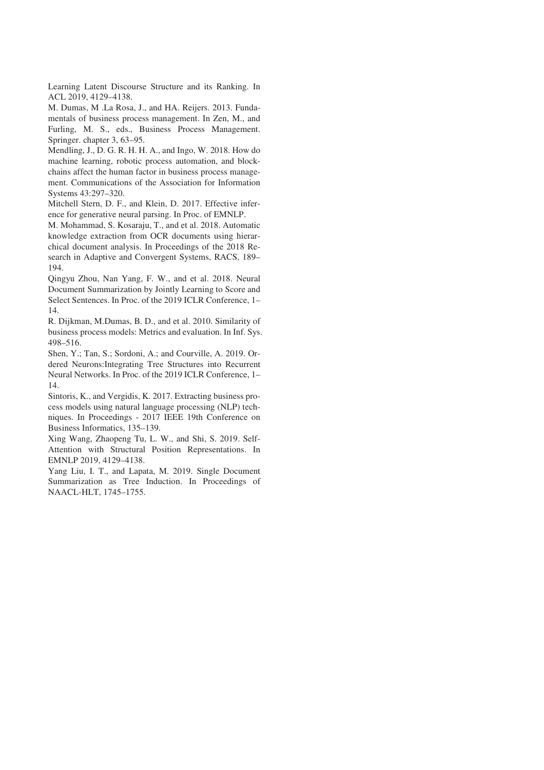Learning Latent Discourse Structure and its Ranking. In ACL 2019, 4129–4138.

M. Dumas, M .La Rosa, J., and HA. Reijers. 2013. Fundamentals of business process management. In Zen, M., and Furling, M. S., eds., Business Process Management. Springer. chapter 3, 63–95.

Mendling, J., D. G. R. H. H. A., and Ingo, W. 2018. How do machine learning, robotic process automation, and blockchains affect the human factor in business process management. Communications of the Association for Information Systems 43:297–320.

Mitchell Stern, D. F., and Klein, D. 2017. Effective inference for generative neural parsing. In Proc. of EMNLP.

M. Mohammad, S. Kosaraju, T., and et al. 2018. Automatic knowledge extraction from OCR documents using hierarchical document analysis. In Proceedings of the 2018 Research in Adaptive and Convergent Systems, RACS, 189–194.

Qingyu Zhou, Nan Yang, F. W., and et al. 2018. Neural Document Summarization by Jointly Learning to Score and Select Sentences. In Proc. of the 2019 ICLR Conference, 1–14.

R. Dijkman, M.Dumas, B. D., and et al. 2010. Similarity of business process models: Metrics and evaluation. In Inf. Sys. 498–516.

Shen, Y.; Tan, S.; Sordoni, A.; and Courville, A. 2019. Ordered Neurons:Integrating Tree Structures into Recurrent Neural Networks. In Proc. of the 2019 ICLR Conference, 1–14.

Sintoris, K., and Vergidis, K. 2017. Extracting business process models using natural language processing (NLP) techniques. In Proceedings - 2017 IEEE 19th Conference on Business Informatics, 135–139.

Xing Wang, Zhaopeng Tu, L. W., and Shi, S. 2019. Self-Attention with Structural Position Representations. In EMNLP 2019, 4129–4138.

Yang Liu, I. T., and Lapata, M. 2019. Single Document Summarization as Tree Induction. In Proceedings of NAACL-HLT, 1745–1755.